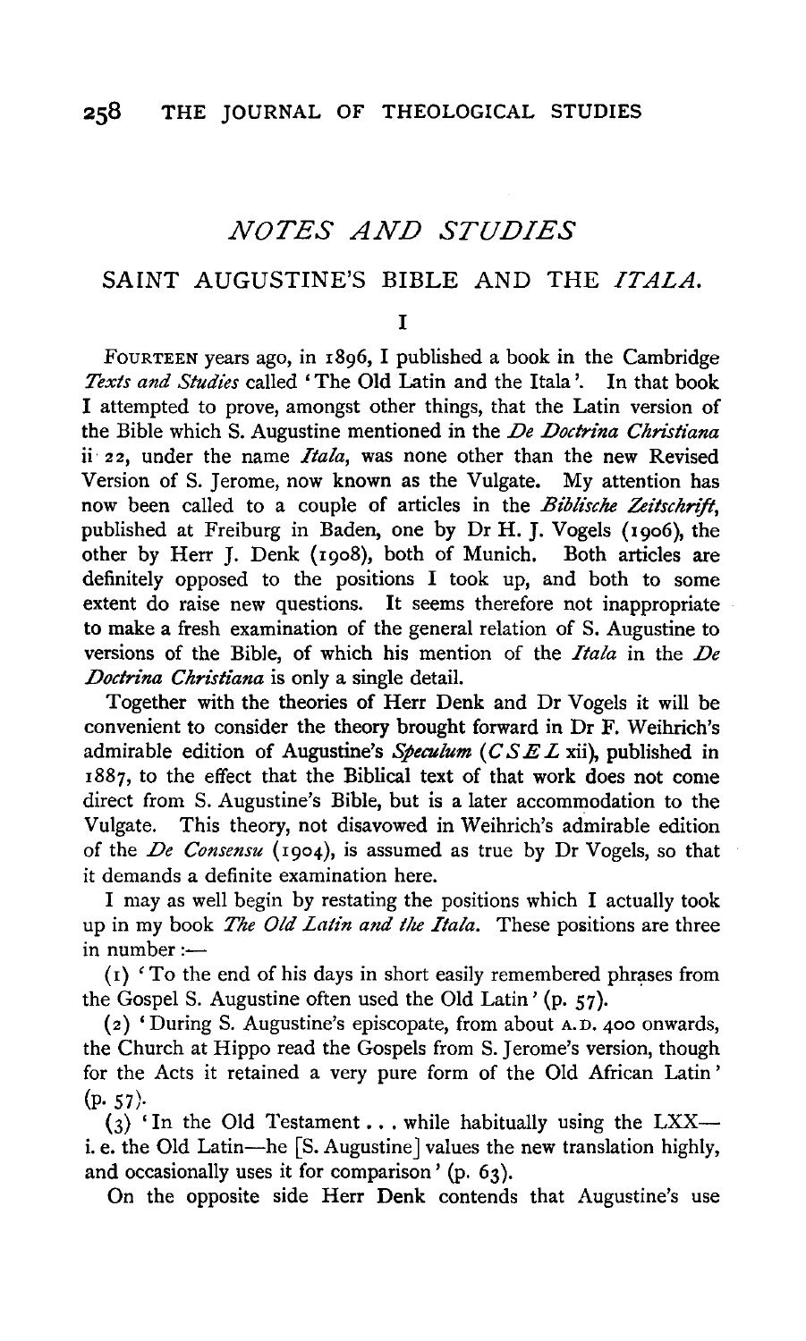## *NOTES AND STUDIES*

### SAINT AUGUSTINE'S BIBLE AND THE *ITALA*.

I

FOURTEEN years ago, in 1896, I published a book in the Cambridge *Texts and Studies* called 'The Old Latin and the Itala'. In that book I attempted to prove, amongst other things, that the Latin version of the Bible which S. Augustine mentioned in the *De Doctrina Christiana* ii 22, under the name *Itala*, was none other than the new Revised Version of S. Jerome, now known as the Vulgate. My attention has now been called to a couple of articles in the *Biblische Zeitschrift*, published at Freiburg in Baden, one by Dr H. J. Vogels (1906), the other by Herr J. Denk (1908), both of Munich. Both articles are definitely opposed to the positions I took up, and both to some extent do raise new questions. It seems therefore not inappropriate to make a fresh examination of the general relation of S. Augustine to versions of the Bible, of which his mention of the *Itala* in the *De Doctrina Christiana* is only a single detail.

Together with the theories of Herr Denk and Dr Vogels it will be convenient to consider the theory brought forward in Dr F. Weihrich's admirable edition of Augustine's *Speculum* (*C S E L* xii), published in 1887, to the effect that the Biblical text of that work does not come direct from S. Augustine's Bible, but is a later accommodation to the Vulgate. This theory, not disavowed in Weihrich's admirable edition of the *De Consensu* (1904), is assumed as true by Dr Vogels, so that it demands a definite examination here.

I may as well begin by restating the positions which I actually took up in my book *The Old Latin and the Itala*. These positions are three in number :—

(1) 'To the end of his days in short easily remembered phrases from the Gospel S. Augustine often used the Old Latin' (p. 57).

(2) 'During S. Augustine's episcopate, from about A.D. 400 onwards, the Church at Hippo read the Gospels from S. Jerome's version, though for the Acts it retained a very pure form of the Old African Latin' (p. 57).

(3) 'In the Old Testament . . . while habitually using the LXX— i. e. the Old Latin—he [S. Augustine] values the new translation highly, and occasionally uses it for comparison' (p. 63).

On the opposite side Herr Denk contends that Augustine's use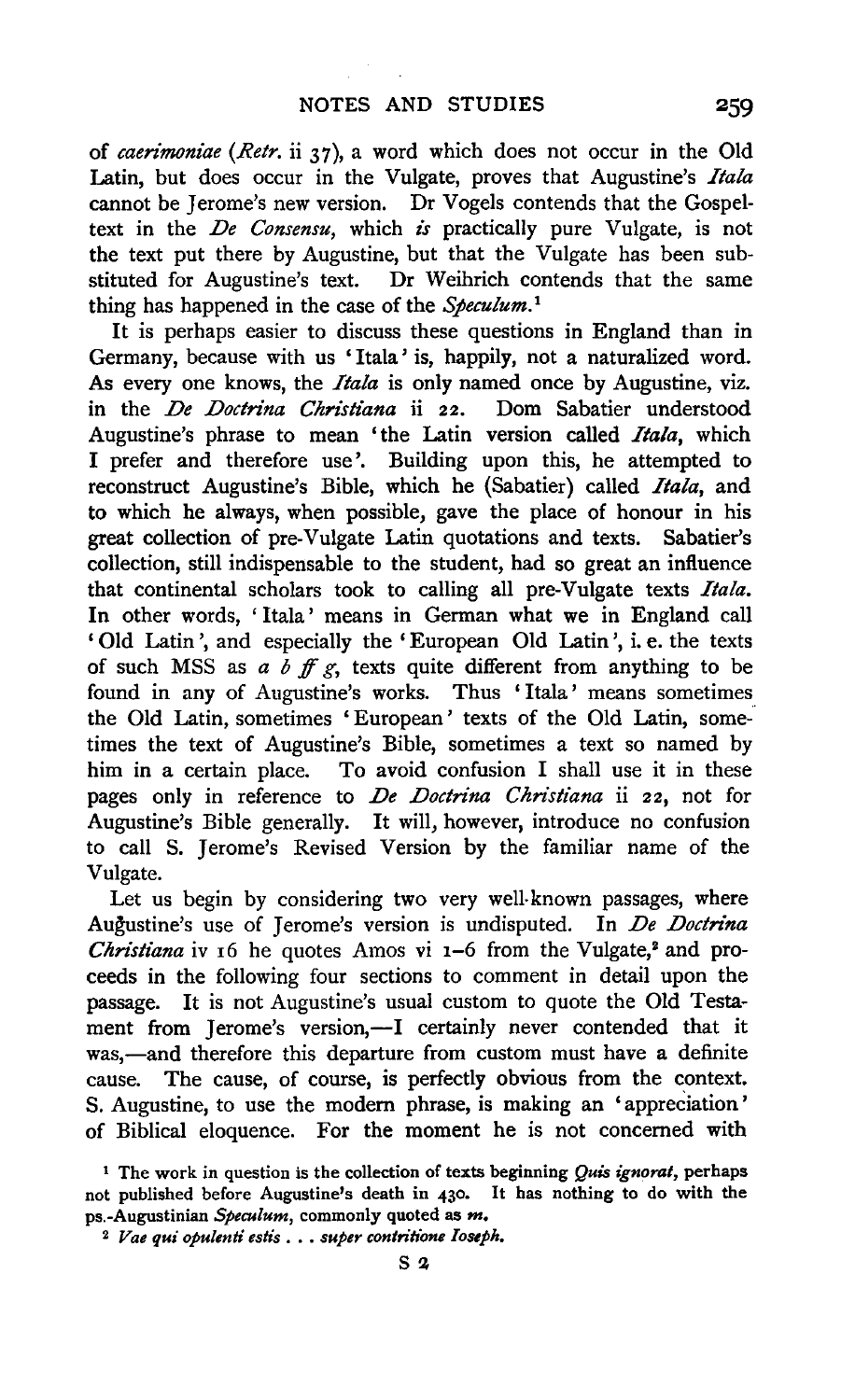of *caerimoniae* (*Retr.* ii 37), a word which does not occur in the Old Latin, but does occur in the Vulgate, proves that Augustine's *Itala* cannot be Jerome's new version. Dr Vogels contends that the Gospel-text in the *De Consensu*, which *is* practically pure Vulgate, is not the text put there by Augustine, but that the Vulgate has been substituted for Augustine's text. Dr Weihrich contends that the same thing has happened in the case of the *Speculum*.[1]

It is perhaps easier to discuss these questions in England than in Germany, because with us 'Itala' is, happily, not a naturalized word. As every one knows, the *Itala* is only named once by Augustine, viz. in the *De Doctrina Christiana* ii 22. Dom Sabatier understood Augustine's phrase to mean 'the Latin version called *Itala*, which I prefer and therefore use'. Building upon this, he attempted to reconstruct Augustine's Bible, which he (Sabatier) called *Itala*, and to which he always, when possible, gave the place of honour in his great collection of pre-Vulgate Latin quotations and texts. Sabatier's collection, still indispensable to the student, had so great an influence that continental scholars took to calling all pre-Vulgate texts *Itala*. In other words, 'Itala' means in German what we in England call 'Old Latin', and especially the 'European Old Latin', i. e. the texts of such MSS as *a b ff g*, texts quite different from anything to be found in any of Augustine's works. Thus 'Itala' means sometimes the Old Latin, sometimes 'European' texts of the Old Latin, sometimes the text of Augustine's Bible, sometimes a text so named by him in a certain place. To avoid confusion I shall use it in these pages only in reference to *De Doctrina Christiana* ii 22, not for Augustine's Bible generally. It will, however, introduce no confusion to call S. Jerome's Revised Version by the familiar name of the Vulgate.

Let us begin by considering two very well-known passages, where Augustine's use of Jerome's version is undisputed. In *De Doctrina Christiana* iv 16 he quotes Amos vi 1–6 from the Vulgate,[2] and proceeds in the following four sections to comment in detail upon the passage. It is not Augustine's usual custom to quote the Old Testament from Jerome's version,—I certainly never contended that it was,—and therefore this departure from custom must have a definite cause. The cause, of course, is perfectly obvious from the context. S. Augustine, to use the modern phrase, is making an 'appreciation' of Biblical eloquence. For the moment he is not concerned with

[1] The work in question is the collection of texts beginning *Quis ignorat*, perhaps not published before Augustine's death in 430. It has nothing to do with the ps.-Augustinian *Speculum*, commonly quoted as *m*.

[2] *Vae qui opulenti estis . . . super contritione Ioseph.*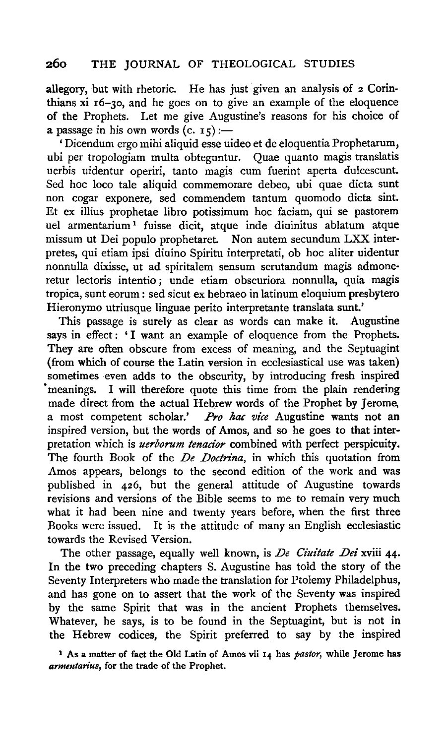allegory, but with rhetoric. He has just given an analysis of 2 Corinthians xi 16–30, and he goes on to give an example of the eloquence of the Prophets. Let me give Augustine's reasons for his choice of a passage in his own words (c. 15):—

'Dicendum ergo mihi aliquid esse uideo et de eloquentia Prophetarum, ubi per tropologiam multa obteguntur. Quae quanto magis translatis uerbis uidentur operiri, tanto magis cum fuerint aperta dulcescunt. Sed hoc loco tale aliquid commemorare debeo, ubi quae dicta sunt non cogar exponere, sed commendem tantum quomodo dicta sint. Et ex illius prophetae libro potissimum hoc faciam, qui se pastorem uel armentarium[1] fuisse dicit, atque inde diuinitus ablatum atque missum ut Dei populo prophetaret. Non autem secundum LXX interpretes, qui etiam ipsi diuino Spiritu interpretati, ob hoc aliter uidentur nonnulla dixisse, ut ad spiritalem sensum scrutandum magis admoneretur lectoris intentio; unde etiam obscuriora nonnulla, quia magis tropica, sunt eorum: sed sicut ex hebraeo in latinum eloquium presbytero Hieronymo utriusque linguae perito interpretante translata sunt.'

This passage is surely as clear as words can make it. Augustine says in effect: 'I want an example of eloquence from the Prophets. They are often obscure from excess of meaning, and the Septuagint (from which of course the Latin version in ecclesiastical use was taken) sometimes even adds to the obscurity, by introducing fresh inspired meanings. I will therefore quote this time from the plain rendering made direct from the actual Hebrew words of the Prophet by Jerome, a most competent scholar.' *Pro hac vice* Augustine wants not an inspired version, but the words of Amos, and so he goes to that interpretation which is *uerborum tenacior* combined with perfect perspicuity. The fourth Book of the *De Doctrina*, in which this quotation from Amos appears, belongs to the second edition of the work and was published in 426, but the general attitude of Augustine towards revisions and versions of the Bible seems to me to remain very much what it had been nine and twenty years before, when the first three Books were issued. It is the attitude of many an English ecclesiastic towards the Revised Version.

The other passage, equally well known, is *De Ciuitate Dei* xviii 44. In the two preceding chapters S. Augustine has told the story of the Seventy Interpreters who made the translation for Ptolemy Philadelphus, and has gone on to assert that the work of the Seventy was inspired by the same Spirit that was in the ancient Prophets themselves. Whatever, he says, is to be found in the Septuagint, but is not in the Hebrew codices, the Spirit preferred to say by the inspired

[1] As a matter of fact the Old Latin of Amos vii 14 has *pastor*, while Jerome has *armentarius*, for the trade of the Prophet.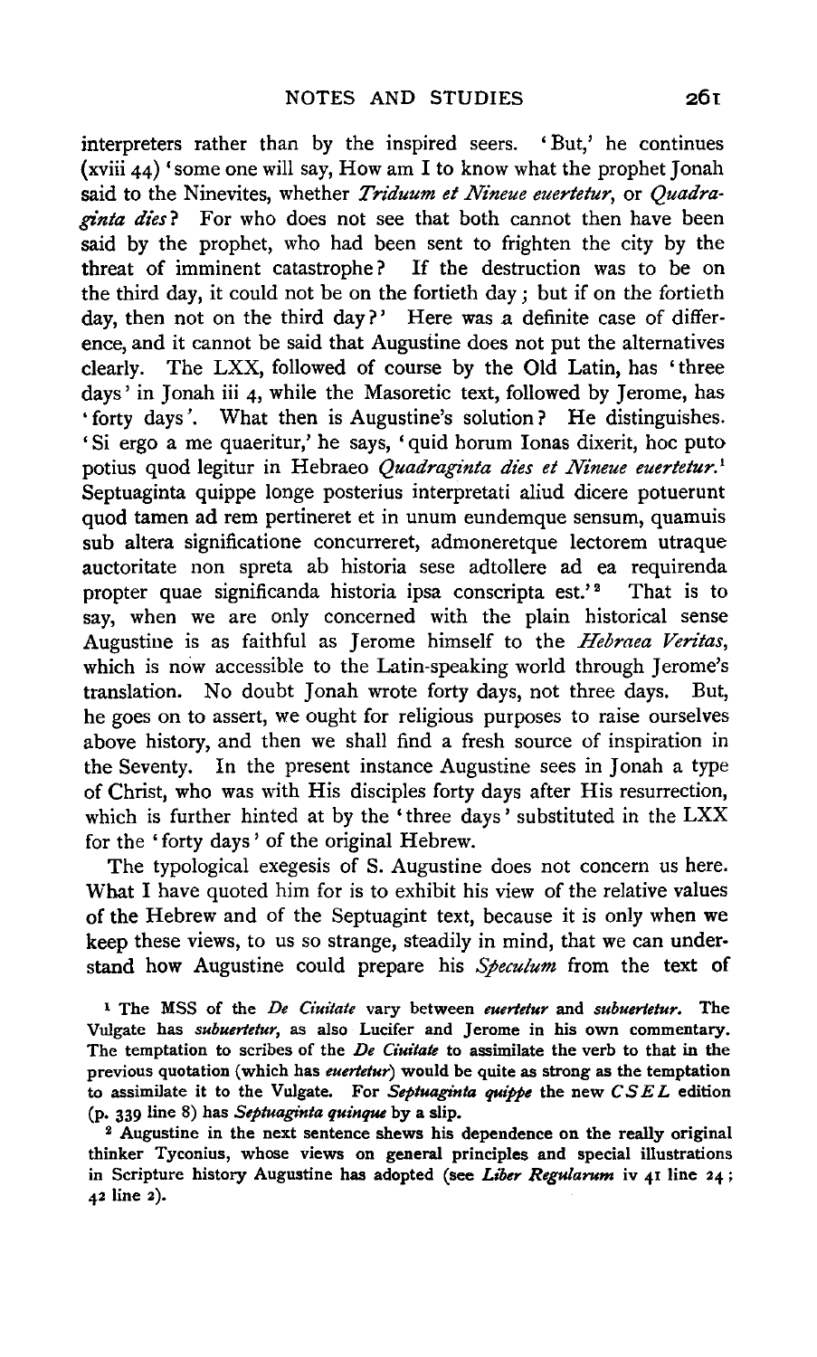interpreters rather than by the inspired seers. 'But,' he continues (xviii 44) 'some one will say, How am I to know what the prophet Jonah said to the Ninevites, whether *Triduum et Nineue euertetur*, or *Quadraginta dies*? For who does not see that both cannot then have been said by the prophet, who had been sent to frighten the city by the threat of imminent catastrophe? If the destruction was to be on the third day, it could not be on the fortieth day; but if on the fortieth day, then not on the third day?' Here was a definite case of difference, and it cannot be said that Augustine does not put the alternatives clearly. The LXX, followed of course by the Old Latin, has 'three days' in Jonah iii 4, while the Masoretic text, followed by Jerome, has 'forty days'. What then is Augustine's solution? He distinguishes. 'Si ergo a me quaeritur,' he says, 'quid horum Ionas dixerit, hoc puto potius quod legitur in Hebraeo *Quadraginta dies et Nineue euertetur.*[1] Septuaginta quippe longe posterius interpretati aliud dicere potuerunt quod tamen ad rem pertineret et in unum eundemque sensum, quamuis sub altera significatione concurreret, admoneretque lectorem utraque auctoritate non spreta ab historia sese adtollere ad ea requirenda propter quae significanda historia ipsa conscripta est.'[2] That is to say, when we are only concerned with the plain historical sense Augustine is as faithful as Jerome himself to the *Hebraea Veritas*, which is now accessible to the Latin-speaking world through Jerome's translation. No doubt Jonah wrote forty days, not three days. But, he goes on to assert, we ought for religious purposes to raise ourselves above history, and then we shall find a fresh source of inspiration in the Seventy. In the present instance Augustine sees in Jonah a type of Christ, who was with His disciples forty days after His resurrection, which is further hinted at by the 'three days' substituted in the LXX for the 'forty days' of the original Hebrew.

The typological exegesis of S. Augustine does not concern us here. What I have quoted him for is to exhibit his view of the relative values of the Hebrew and of the Septuagint text, because it is only when we keep these views, to us so strange, steadily in mind, that we can understand how Augustine could prepare his *Speculum* from the text of

[1] The MSS of the *De Ciuitate* vary between *euertetur* and *subuertetur*. The Vulgate has *subuertetur*, as also Lucifer and Jerome in his own commentary. The temptation to scribes of the *De Ciuitate* to assimilate the verb to that in the previous quotation (which has *euertetur*) would be quite as strong as the temptation to assimilate it to the Vulgate. For *Septuaginta quippe* the new *CSEL* edition (p. 339 line 8) has *Septuaginta quinque* by a slip.

[2] Augustine in the next sentence shews his dependence on the really original thinker Tyconius, whose views on general principles and special illustrations in Scripture history Augustine has adopted (see *Liber Regularum* iv 41 line 24; 42 line 2).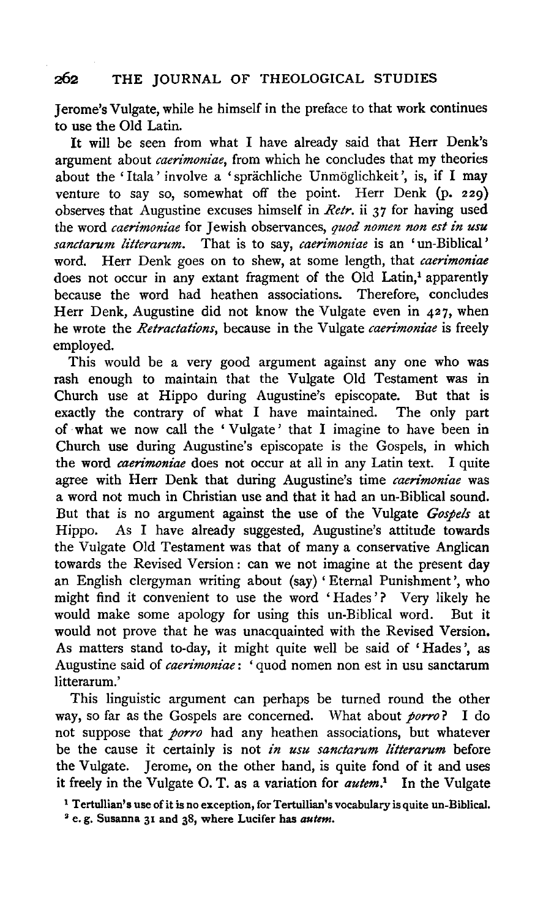Jerome's Vulgate, while he himself in the preface to that work continues to use the Old Latin.

It will be seen from what I have already said that Herr Denk's argument about *caerimoniae*, from which he concludes that my theories about the 'Itala' involve a 'sprächliche Unmöglichkeit', is, if I may venture to say so, somewhat off the point. Herr Denk (p. 229) observes that Augustine excuses himself in *Retr.* ii 37 for having used the word *caerimoniae* for Jewish observances, *quod nomen non est in usu sanctarum litterarum*. That is to say, *caerimoniae* is an 'un-Biblical' word. Herr Denk goes on to shew, at some length, that *caerimoniae* does not occur in any extant fragment of the Old Latin,[1] apparently because the word had heathen associations. Therefore, concludes Herr Denk, Augustine did not know the Vulgate even in 427, when he wrote the *Retractations*, because in the Vulgate *caerimoniae* is freely employed.

This would be a very good argument against any one who was rash enough to maintain that the Vulgate Old Testament was in Church use at Hippo during Augustine's episcopate. But that is exactly the contrary of what I have maintained. The only part of what we now call the 'Vulgate' that I imagine to have been in Church use during Augustine's episcopate is the Gospels, in which the word *caerimoniae* does not occur at all in any Latin text. I quite agree with Herr Denk that during Augustine's time *caerimoniae* was a word not much in Christian use and that it had an un-Biblical sound. But that is no argument against the use of the Vulgate *Gospels* at Hippo. As I have already suggested, Augustine's attitude towards the Vulgate Old Testament was that of many a conservative Anglican towards the Revised Version: can we not imagine at the present day an English clergyman writing about (say) 'Eternal Punishment', who might find it convenient to use the word 'Hades'? Very likely he would make some apology for using this un-Biblical word. But it would not prove that he was unacquainted with the Revised Version. As matters stand to-day, it might quite well be said of 'Hades', as Augustine said of *caerimoniae*: 'quod nomen non est in usu sanctarum litterarum.'

This linguistic argument can perhaps be turned round the other way, so far as the Gospels are concerned. What about *porro*? I do not suppose that *porro* had any heathen associations, but whatever be the cause it certainly is not *in usu sanctarum litterarum* before the Vulgate. Jerome, on the other hand, is quite fond of it and uses it freely in the Vulgate O. T. as a variation for *autem*.[2] In the Vulgate

[1] Tertullian's use of it is no exception, for Tertullian's vocabulary is quite un-Biblical.

[2] e. g. Susanna 31 and 38, where Lucifer has *autem*.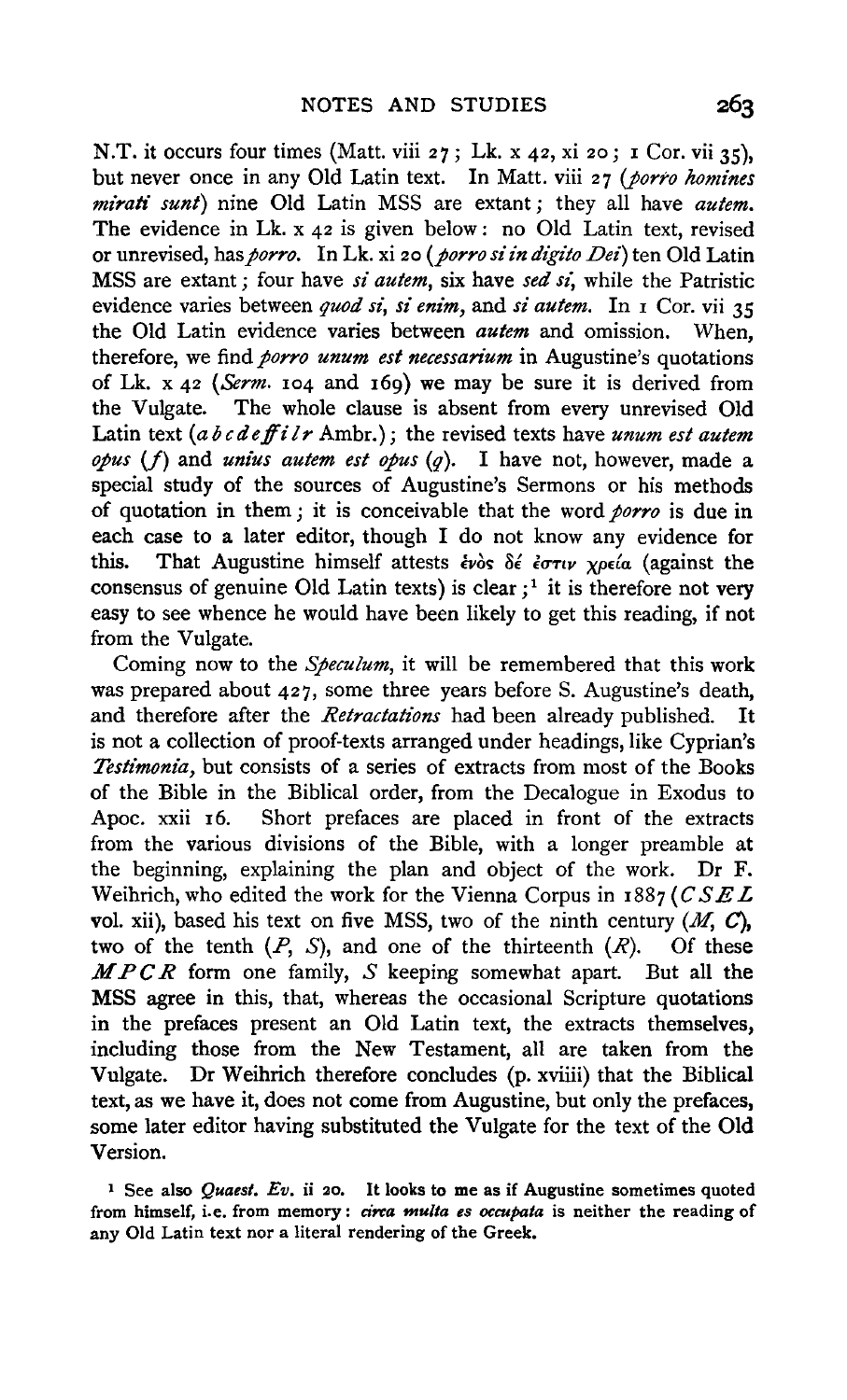N.T. it occurs four times (Matt. viii 27; Lk. x 42, xi 20; 1 Cor. vii 35), but never once in any Old Latin text. In Matt. viii 27 (*porro homines mirati sunt*) nine Old Latin MSS are extant; they all have *autem*. The evidence in Lk. x 42 is given below: no Old Latin text, revised or unrevised, has *porro*. In Lk. xi 20 (*porro si in digito Dei*) ten Old Latin MSS are extant; four have *si autem*, six have *sed si*, while the Patristic evidence varies between *quod si*, *si enim*, and *si autem*. In 1 Cor. vii 35 the Old Latin evidence varies between *autem* and omission. When, therefore, we find *porro unum est necessarium* in Augustine's quotations of Lk. x 42 (*Serm.* 104 and 169) we may be sure it is derived from the Vulgate. The whole clause is absent from every unrevised Old Latin text (*a b c d e ff i l r* Ambr.); the revised texts have *unum est autem opus* (*f*) and *unius autem est opus* (*q*). I have not, however, made a special study of the sources of Augustine's Sermons or his methods of quotation in them; it is conceivable that the word *porro* is due in each case to a later editor, though I do not know any evidence for this. That Augustine himself attests ἑνὸς δέ ἐστιν χρεία (against the consensus of genuine Old Latin texts) is clear;[1] it is therefore not very easy to see whence he would have been likely to get this reading, if not from the Vulgate.

Coming now to the *Speculum*, it will be remembered that this work was prepared about 427, some three years before S. Augustine's death, and therefore after the *Retractations* had been already published. It is not a collection of proof-texts arranged under headings, like Cyprian's *Testimonia*, but consists of a series of extracts from most of the Books of the Bible in the Biblical order, from the Decalogue in Exodus to Apoc. xxii 16. Short prefaces are placed in front of the extracts from the various divisions of the Bible, with a longer preamble at the beginning, explaining the plan and object of the work. Dr F. Weihrich, who edited the work for the Vienna Corpus in 1887 (*CSEL* vol. xii), based his text on five MSS, two of the ninth century (*M*, *C*), two of the tenth (*P*, *S*), and one of the thirteenth (*R*). Of these *MPCR* form one family, *S* keeping somewhat apart. But all the MSS agree in this, that, whereas the occasional Scripture quotations in the prefaces present an Old Latin text, the extracts themselves, including those from the New Testament, all are taken from the Vulgate. Dr Weihrich therefore concludes (p. xviiii) that the Biblical text, as we have it, does not come from Augustine, but only the prefaces, some later editor having substituted the Vulgate for the text of the Old Version.

[1] See also *Quaest. Ev.* ii 20. It looks to me as if Augustine sometimes quoted from himself, i.e. from memory: *circa multa es occupata* is neither the reading of any Old Latin text nor a literal rendering of the Greek.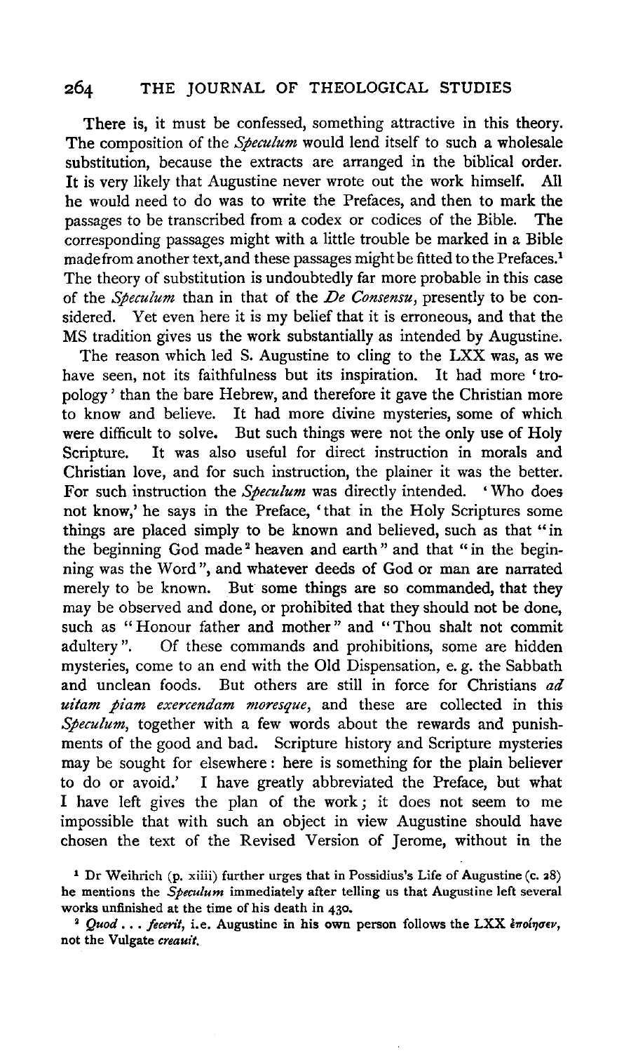There is, it must be confessed, something attractive in this theory. The composition of the *Speculum* would lend itself to such a wholesale substitution, because the extracts are arranged in the biblical order. It is very likely that Augustine never wrote out the work himself. All he would need to do was to write the Prefaces, and then to mark the passages to be transcribed from a codex or codices of the Bible. The corresponding passages might with a little trouble be marked in a Bible made from another text, and these passages might be fitted to the Prefaces.[1] The theory of substitution is undoubtedly far more probable in this case of the *Speculum* than in that of the *De Consensu*, presently to be considered. Yet even here it is my belief that it is erroneous, and that the MS tradition gives us the work substantially as intended by Augustine.

The reason which led S. Augustine to cling to the LXX was, as we have seen, not its faithfulness but its inspiration. It had more 'tropology' than the bare Hebrew, and therefore it gave the Christian more to know and believe. It had more divine mysteries, some of which were difficult to solve. But such things were not the only use of Holy Scripture. It was also useful for direct instruction in morals and Christian love, and for such instruction, the plainer it was the better. For such instruction the *Speculum* was directly intended. 'Who does not know,' he says in the Preface, 'that in the Holy Scriptures some things are placed simply to be known and believed, such as that "in the beginning God made[2] heaven and earth" and that "in the beginning was the Word", and whatever deeds of God or man are narrated merely to be known. But some things are so commanded, that they may be observed and done, or prohibited that they should not be done, such as "Honour father and mother" and "Thou shalt not commit adultery". Of these commands and prohibitions, some are hidden mysteries, come to an end with the Old Dispensation, e. g. the Sabbath and unclean foods. But others are still in force for Christians *ad uitam piam exercendam moresque*, and these are collected in this *Speculum*, together with a few words about the rewards and punishments of the good and bad. Scripture history and Scripture mysteries may be sought for elsewhere: here is something for the plain believer to do or avoid.' I have greatly abbreviated the Preface, but what I have left gives the plan of the work; it does not seem to me impossible that with such an object in view Augustine should have chosen the text of the Revised Version of Jerome, without in the

[1] Dr Weihrich (p. xiiii) further urges that in Possidius's Life of Augustine (c. 28) he mentions the *Speculum* immediately after telling us that Augustine left several works unfinished at the time of his death in 430.

[2] *Quod . . . fecerit*, i.e. Augustine in his own person follows the LXX ἐποίησεν, not the Vulgate *creauit*.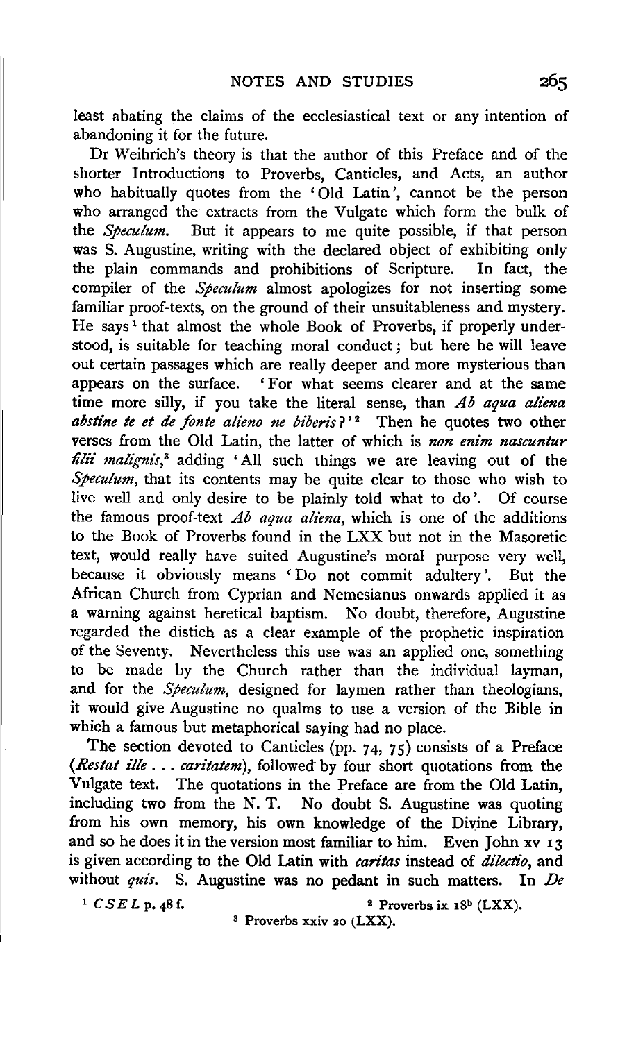least abating the claims of the ecclesiastical text or any intention of abandoning it for the future.

Dr Weihrich's theory is that the author of this Preface and of the shorter Introductions to Proverbs, Canticles, and Acts, an author who habitually quotes from the 'Old Latin', cannot be the person who arranged the extracts from the Vulgate which form the bulk of the *Speculum*. But it appears to me quite possible, if that person was S. Augustine, writing with the declared object of exhibiting only the plain commands and prohibitions of Scripture. In fact, the compiler of the *Speculum* almost apologizes for not inserting some familiar proof-texts, on the ground of their unsuitableness and mystery. He says[1] that almost the whole Book of Proverbs, if properly understood, is suitable for teaching moral conduct; but here he will leave out certain passages which are really deeper and more mysterious than appears on the surface. 'For what seems clearer and at the same time more silly, if you take the literal sense, than *Ab aqua aliena abstine te et de fonte alieno ne biberis*?'[2] Then he quotes two other verses from the Old Latin, the latter of which is *non enim nascuntur filii malignis*,[3] adding 'All such things we are leaving out of the *Speculum*, that its contents may be quite clear to those who wish to live well and only desire to be plainly told what to do'. Of course the famous proof-text *Ab aqua aliena*, which is one of the additions to the Book of Proverbs found in the LXX but not in the Masoretic text, would really have suited Augustine's moral purpose very well, because it obviously means 'Do not commit adultery'. But the African Church from Cyprian and Nemesianus onwards applied it as a warning against heretical baptism. No doubt, therefore, Augustine regarded the distich as a clear example of the prophetic inspiration of the Seventy. Nevertheless this use was an applied one, something to be made by the Church rather than the individual layman, and for the *Speculum*, designed for laymen rather than theologians, it would give Augustine no qualms to use a version of the Bible in which a famous but metaphorical saying had no place.

The section devoted to Canticles (pp. 74, 75) consists of a Preface (*Restat ille . . . caritatem*), followed by four short quotations from the Vulgate text. The quotations in the Preface are from the Old Latin, including two from the N. T. No doubt S. Augustine was quoting from his own memory, his own knowledge of the Divine Library, and so he does it in the version most familiar to him. Even John xv 13 is given according to the Old Latin with *caritas* instead of *dilectio*, and without *quis*. S. Augustine was no pedant in such matters. In *De*

[1] *CSEL* p. 48 f.

[2] Proverbs ix 18[b] (LXX).

[3] Proverbs xxiv 20 (LXX).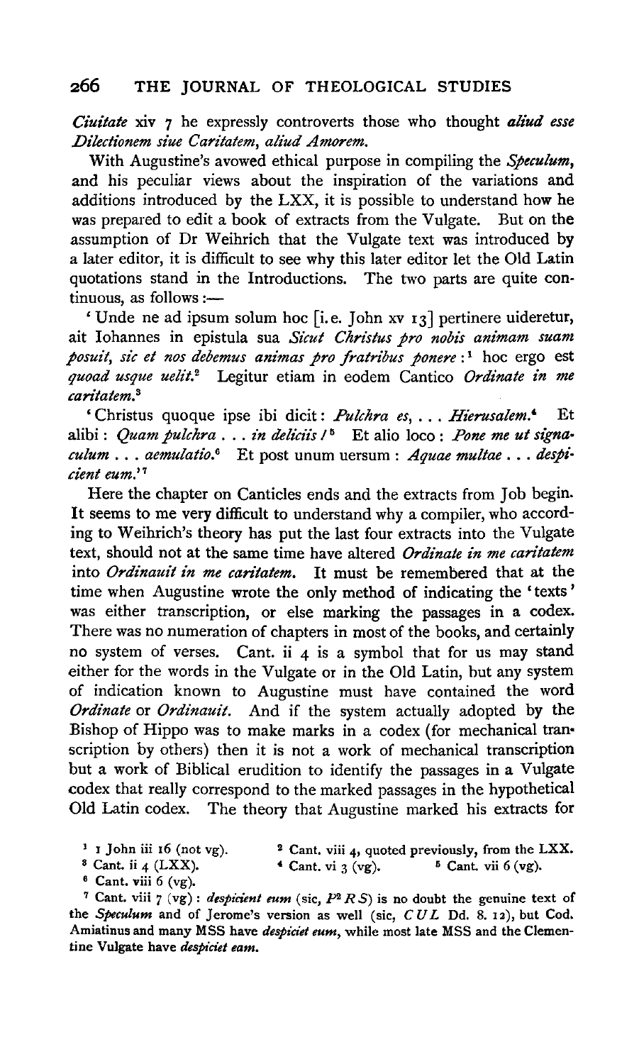*Ciuitate* xiv 7 he expressly controverts those who thought *aliud esse Dilectionem siue Caritatem, aliud Amorem*.

With Augustine's avowed ethical purpose in compiling the *Speculum*, and his peculiar views about the inspiration of the variations and additions introduced by the LXX, it is possible to understand how he was prepared to edit a book of extracts from the Vulgate. But on the assumption of Dr Weihrich that the Vulgate text was introduced by a later editor, it is difficult to see why this later editor let the Old Latin quotations stand in the Introductions. The two parts are quite continuous, as follows:—

'Unde ne ad ipsum solum hoc [i.e. John xv 13] pertinere uideretur, ait Iohannes in epistula sua *Sicut Christus pro nobis animam suam posuit, sic et nos debemus animas pro fratribus ponere*:[1] hoc ergo est *quoad usque uelit*.[2] Legitur etiam in eodem Cantico *Ordinate in me caritatem*.[3]

'Christus quoque ipse ibi dicit: *Pulchra es, ... Hierusalem*.[4] Et alibi: *Quam pulchra ... in deliciis!*[5] Et alio loco: *Pone me ut signaculum ... aemulatio*.[6] Et post unum uersum: *Aquae multae ... despicient eum*.'[7]

Here the chapter on Canticles ends and the extracts from Job begin. It seems to me very difficult to understand why a compiler, who according to Weihrich's theory has put the last four extracts into the Vulgate text, should not at the same time have altered *Ordinate in me caritatem* into *Ordinauit in me caritatem*. It must be remembered that at the time when Augustine wrote the only method of indicating the 'texts' was either transcription, or else marking the passages in a codex. There was no numeration of chapters in most of the books, and certainly no system of verses. Cant. ii 4 is a symbol that for us may stand either for the words in the Vulgate or in the Old Latin, but any system of indication known to Augustine must have contained the word *Ordinate* or *Ordinauit*. And if the system actually adopted by the Bishop of Hippo was to make marks in a codex (for mechanical transcription by others) then it is not a work of mechanical transcription but a work of Biblical erudition to identify the passages in a Vulgate codex that really correspond to the marked passages in the hypothetical Old Latin codex. The theory that Augustine marked his extracts for

[1] 1 John iii 16 (not vg).

[2] Cant. viii 4, quoted previously, from the LXX.

[3] Cant. ii 4 (LXX).

[4] Cant. vi 3 (vg).

[5] Cant. vii 6 (vg).

[6] Cant. viii 6 (vg).

[7] Cant. viii 7 (vg): *despicient eum* (sic, $P^2 R S$) is no doubt the genuine text of the *Speculum* and of Jerome's version as well (sic, *CUL* Dd. 8. 12), but Cod. Amiatinus and many MSS have *despiciet eum*, while most late MSS and the Clementine Vulgate have *despiciet eam*.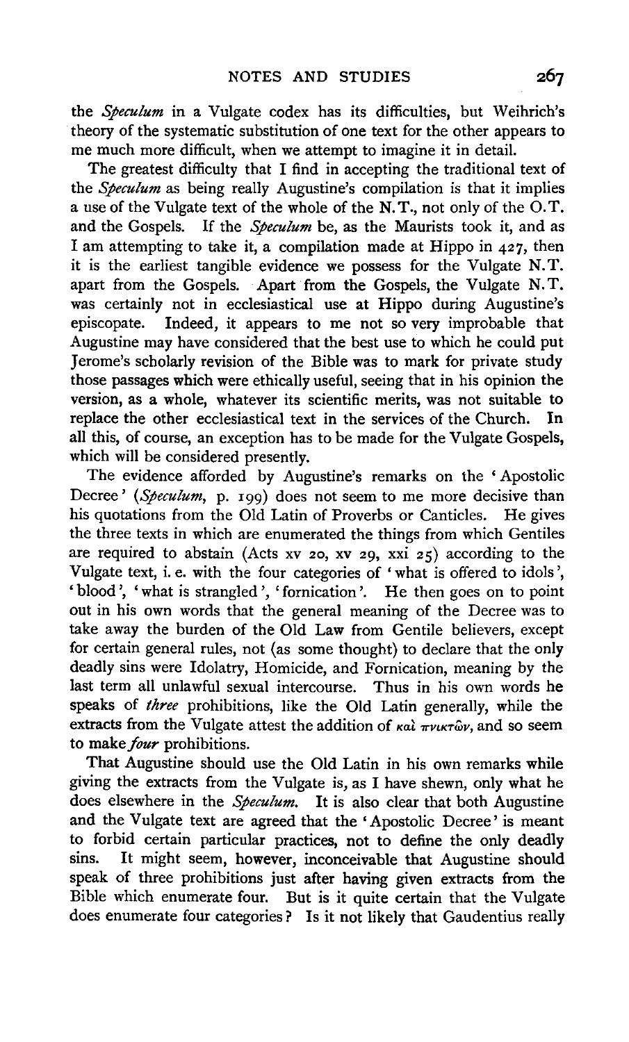the *Speculum* in a Vulgate codex has its difficulties, but Weihrich's theory of the systematic substitution of one text for the other appears to me much more difficult, when we attempt to imagine it in detail.

The greatest difficulty that I find in accepting the traditional text of the *Speculum* as being really Augustine's compilation is that it implies a use of the Vulgate text of the whole of the N.T., not only of the O.T. and the Gospels. If the *Speculum* be, as the Maurists took it, and as I am attempting to take it, a compilation made at Hippo in 427, then it is the earliest tangible evidence we possess for the Vulgate N.T. apart from the Gospels. Apart from the Gospels, the Vulgate N.T. was certainly not in ecclesiastical use at Hippo during Augustine's episcopate. Indeed, it appears to me not so very improbable that Augustine may have considered that the best use to which he could put Jerome's scholarly revision of the Bible was to mark for private study those passages which were ethically useful, seeing that in his opinion the version, as a whole, whatever its scientific merits, was not suitable to replace the other ecclesiastical text in the services of the Church. In all this, of course, an exception has to be made for the Vulgate Gospels, which will be considered presently.

The evidence afforded by Augustine's remarks on the 'Apostolic Decree' (*Speculum*, p. 199) does not seem to me more decisive than his quotations from the Old Latin of Proverbs or Canticles. He gives the three texts in which are enumerated the things from which Gentiles are required to abstain (Acts xv 20, xv 29, xxi 25) according to the Vulgate text, i. e. with the four categories of 'what is offered to idols', 'blood', 'what is strangled', 'fornication'. He then goes on to point out in his own words that the general meaning of the Decree was to take away the burden of the Old Law from Gentile believers, except for certain general rules, not (as some thought) to declare that the only deadly sins were Idolatry, Homicide, and Fornication, meaning by the last term all unlawful sexual intercourse. Thus in his own words he speaks of *three* prohibitions, like the Old Latin generally, while the extracts from the Vulgate attest the addition of καὶ πνικτῶν, and so seem to make *four* prohibitions.

That Augustine should use the Old Latin in his own remarks while giving the extracts from the Vulgate is, as I have shewn, only what he does elsewhere in the *Speculum*. It is also clear that both Augustine and the Vulgate text are agreed that the 'Apostolic Decree' is meant to forbid certain particular practices, not to define the only deadly sins. It might seem, however, inconceivable that Augustine should speak of three prohibitions just after having given extracts from the Bible which enumerate four. But is it quite certain that the Vulgate does enumerate four categories? Is it not likely that Gaudentius really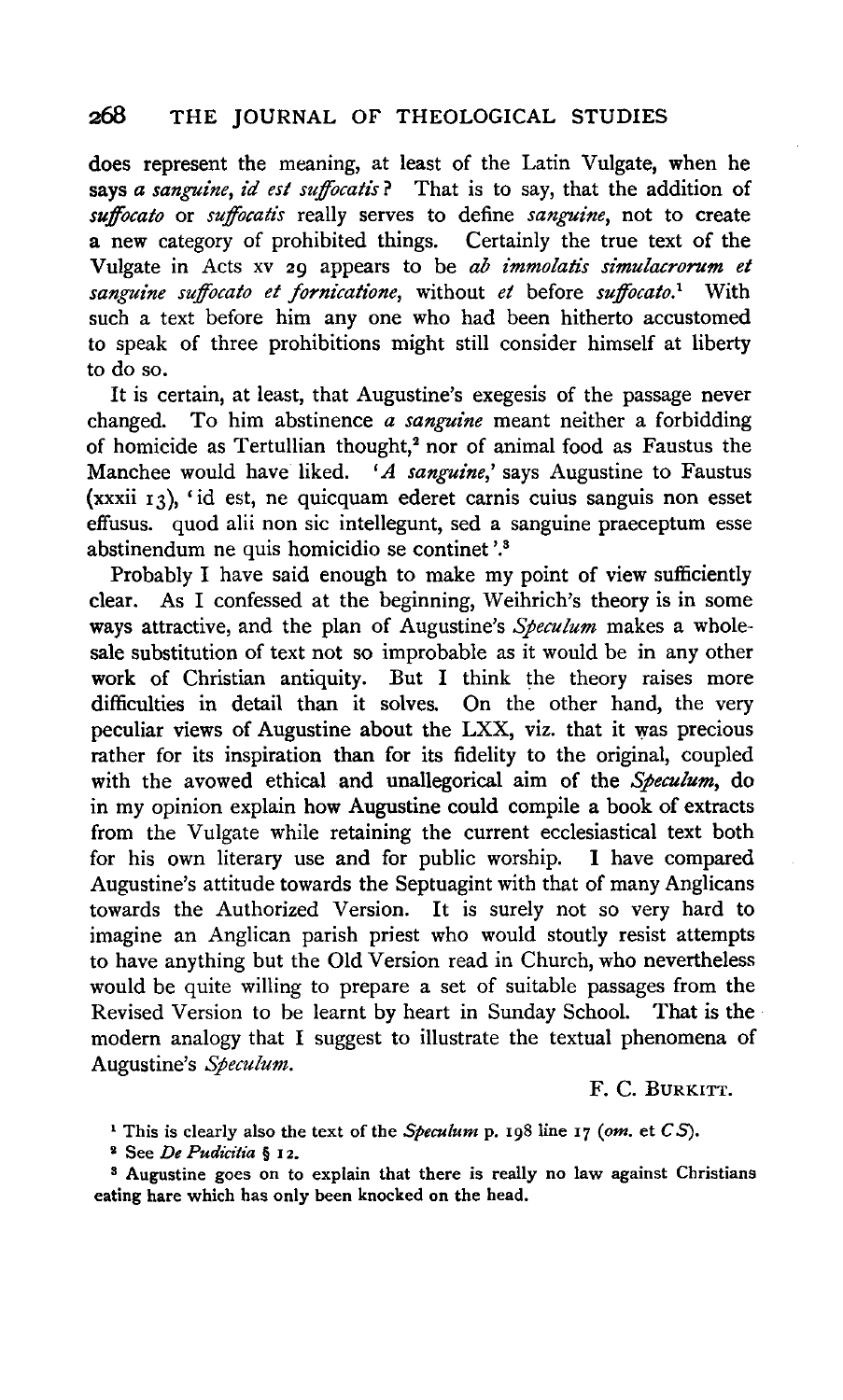does represent the meaning, at least of the Latin Vulgate, when he says *a sanguine, id est suffocatis*? That is to say, that the addition of *suffocato* or *suffocatis* really serves to define *sanguine*, not to create a new category of prohibited things. Certainly the true text of the Vulgate in Acts xv 29 appears to be *ab immolatis simulacrorum et sanguine suffocato et fornicatione*, without *et* before *suffocato*.[1] With such a text before him any one who had been hitherto accustomed to speak of three prohibitions might still consider himself at liberty to do so.

It is certain, at least, that Augustine's exegesis of the passage never changed. To him abstinence *a sanguine* meant neither a forbidding of homicide as Tertullian thought,[2] nor of animal food as Faustus the Manchee would have liked. '*A sanguine*,' says Augustine to Faustus (xxxii 13), 'id est, ne quicquam ederet carnis cuius sanguis non esset effusus. quod alii non sic intellegunt, sed a sanguine praeceptum esse abstinendum ne quis homicidio se continet'.[3]

Probably I have said enough to make my point of view sufficiently clear. As I confessed at the beginning, Weihrich's theory is in some ways attractive, and the plan of Augustine's *Speculum* makes a wholesale substitution of text not so improbable as it would be in any other work of Christian antiquity. But I think the theory raises more difficulties in detail than it solves. On the other hand, the very peculiar views of Augustine about the LXX, viz. that it was precious rather for its inspiration than for its fidelity to the original, coupled with the avowed ethical and unallegorical aim of the *Speculum*, do in my opinion explain how Augustine could compile a book of extracts from the Vulgate while retaining the current ecclesiastical text both for his own literary use and for public worship. I have compared Augustine's attitude towards the Septuagint with that of many Anglicans towards the Authorized Version. It is surely not so very hard to imagine an Anglican parish priest who would stoutly resist attempts to have anything but the Old Version read in Church, who nevertheless would be quite willing to prepare a set of suitable passages from the Revised Version to be learnt by heart in Sunday School. That is the modern analogy that I suggest to illustrate the textual phenomena of Augustine's *Speculum*.

F. C. BURKITT.

[1] This is clearly also the text of the *Speculum* p. 198 line 17 (*om.* et *CS*).

[2] See *De Pudicitia* § 12.

[3] Augustine goes on to explain that there is really no law against Christians eating hare which has only been knocked on the head.